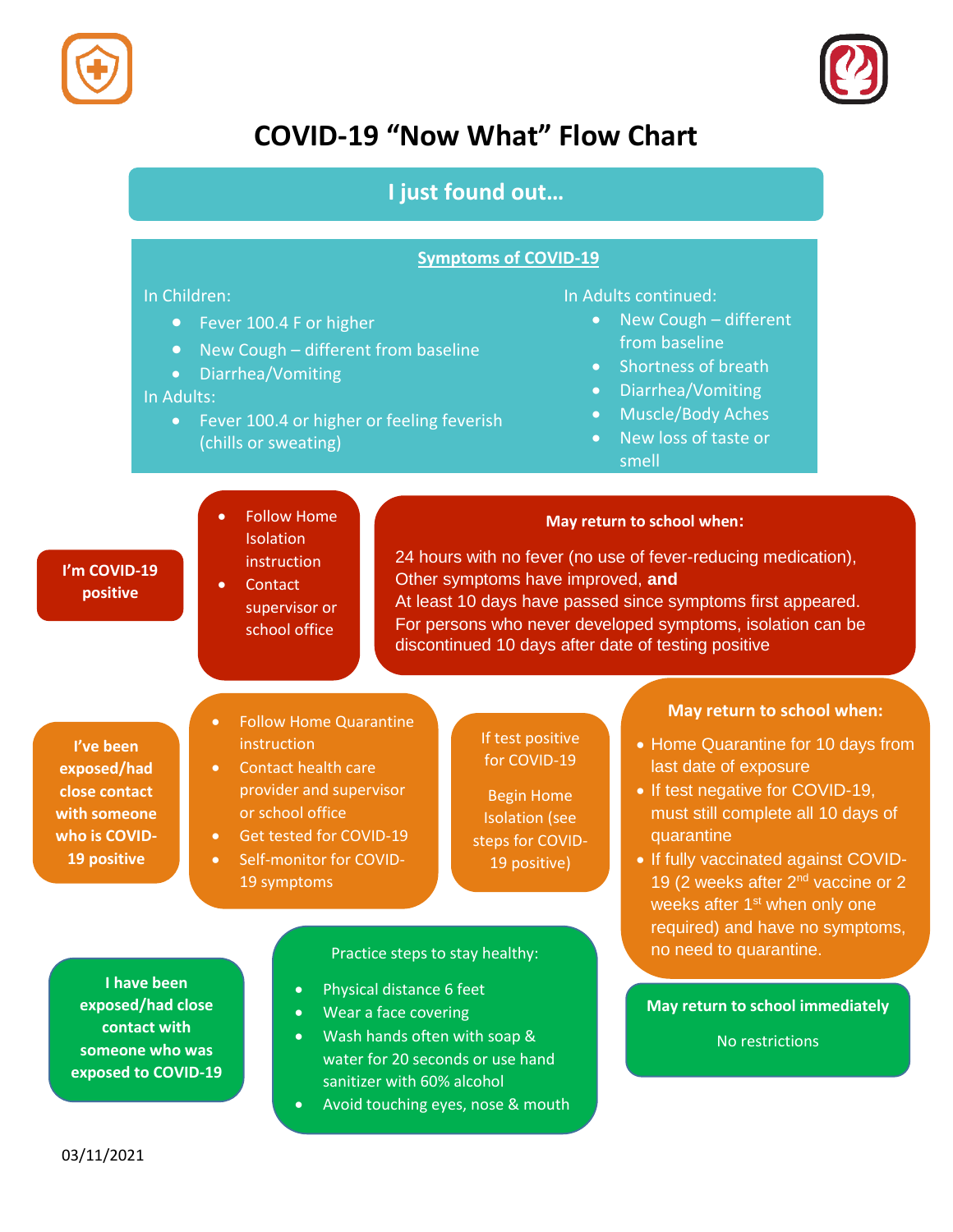# COVID-19 "Now What" Flow Chart

## I just found out…

### Symptoms of COVID-19

In Children:

- Fever 100.4 F or higher
- New Cough – different from baseline
- Diarrhea/Vomiting

In Adults:

- Fever 100.4 or higher or feeling feverish (chills or sweating)

In Adults continued:

- New Cough – different from baseline
- Shortness of breath
- Diarrhea/Vomiting
- Muscle/Body Aches
- New loss of taste or smell

---

**I'm COVID-19 positive**

- Follow Home Isolation instruction
- Contact supervisor or school office

**May return to school when:**

24 hours with no fever (no use of fever-reducing medication),
Other symptoms have improved, **and**
At least 10 days have passed since symptoms first appeared.
For persons who never developed symptoms, isolation can be discontinued 10 days after date of testing positive

---

**I've been exposed/had close contact with someone who is COVID-19 positive**

- Follow Home Quarantine instruction
- Contact health care provider and supervisor or school office
- Get tested for COVID-19
- Self-monitor for COVID-19 symptoms

If test positive for COVID-19

Begin Home Isolation (see steps for COVID-19 positive)

**May return to school when:**

- Home Quarantine for 10 days from last date of exposure
- If test negative for COVID-19, must still complete all 10 days of quarantine
- If fully vaccinated against COVID-19 (2 weeks after 2nd vaccine or 2 weeks after 1st when only one required) and have no symptoms, no need to quarantine.

---

**I have been exposed/had close contact with someone who was exposed to COVID-19**

Practice steps to stay healthy:

- Physical distance 6 feet
- Wear a face covering
- Wash hands often with soap & water for 20 seconds or use hand sanitizer with 60% alcohol
- Avoid touching eyes, nose & mouth

**May return to school immediately**

No restrictions

03/11/2021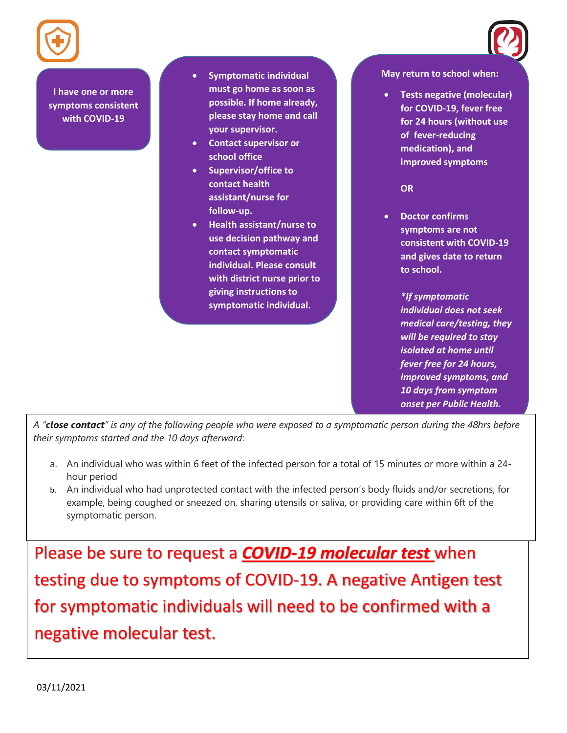**I have one or more symptoms consistent with COVID-19**

- **Symptomatic individual must go home as soon as possible. If home already, please stay home and call your supervisor.**
- **Contact supervisor or school office**
- **Supervisor/office to contact health assistant/nurse for follow-up.**
- **Health assistant/nurse to use decision pathway and contact symptomatic individual. Please consult with district nurse prior to giving instructions to symptomatic individual.**

**May return to school when:**

- **Tests negative (molecular) for COVID-19, fever free for 24 hours (without use of fever-reducing medication), and improved symptoms**

**OR**

- **Doctor confirms symptoms are not consistent with COVID-19 and gives date to return to school.**

***If symptomatic individual does not seek medical care/testing, they will be required to stay isolated at home until fever free for 24 hours, improved symptoms, and 10 days from symptom onset per Public Health.***

*A "**close contact**" is any of the following people who were exposed to a symptomatic person during the 48hrs before their symptoms started and the 10 days afterward*:

a. An individual who was within 6 feet of the infected person for a total of 15 minutes or more within a 24-hour period
b. An individual who had unprotected contact with the infected person's body fluids and/or secretions, for example, being coughed or sneezed on, sharing utensils or saliva, or providing care within 6ft of the symptomatic person.

Please be sure to request a ***COVID-19 molecular test*** when testing due to symptoms of COVID-19. A negative Antigen test for symptomatic individuals will need to be confirmed with a negative molecular test.

03/11/2021